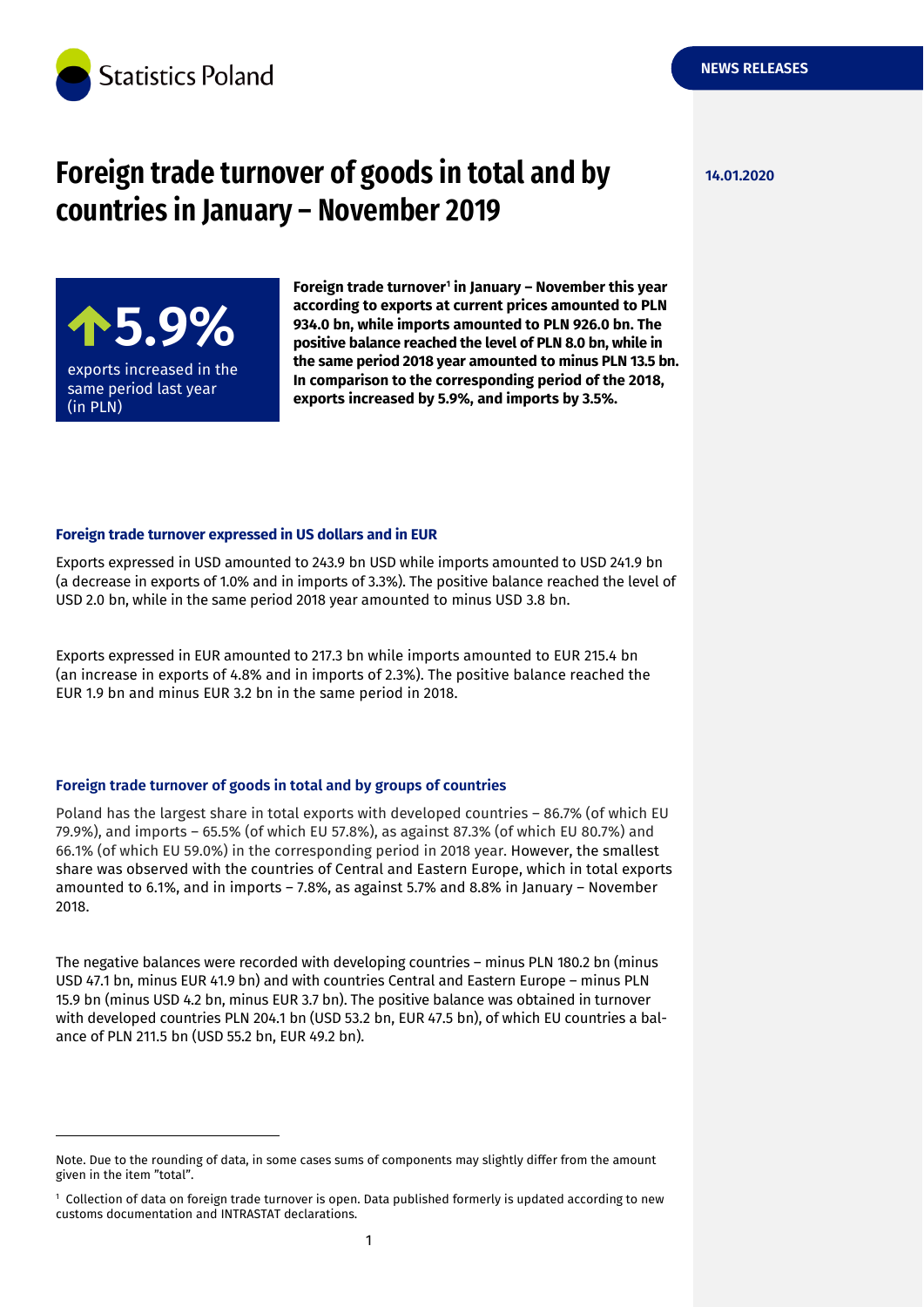Statistics Poland

NEWS RELEASES

14.01.2020

# Foreign trade turnover of goods in total and by countries in January – November 2019

**↑5.9%**

exports increased in the same period last year (in PLN)

**Foreign trade turnover[1] in January – November this year according to exports at current prices amounted to PLN 934.0 bn, while imports amounted to PLN 926.0 bn. The positive balance reached the level of PLN 8.0 bn, while in the same period 2018 year amounted to minus PLN 13.5 bn. In comparison to the corresponding period of the 2018, exports increased by 5.9%, and imports by 3.5%.**

### Foreign trade turnover expressed in US dollars and in EUR

Exports expressed in USD amounted to 243.9 bn USD while imports amounted to USD 241.9 bn (a decrease in exports of 1.0% and in imports of 3.3%). The positive balance reached the level of USD 2.0 bn, while in the same period 2018 year amounted to minus USD 3.8 bn.

Exports expressed in EUR amounted to 217.3 bn while imports amounted to EUR 215.4 bn (an increase in exports of 4.8% and in imports of 2.3%). The positive balance reached the EUR 1.9 bn and minus EUR 3.2 bn in the same period in 2018.

### Foreign trade turnover of goods in total and by groups of countries

Poland has the largest share in total exports with developed countries – 86.7% (of which EU 79.9%), and imports – 65.5% (of which EU 57.8%), as against 87.3% (of which EU 80.7%) and 66.1% (of which EU 59.0%) in the corresponding period in 2018 year. However, the smallest share was observed with the countries of Central and Eastern Europe, which in total exports amounted to 6.1%, and in imports – 7.8%, as against 5.7% and 8.8% in January – November 2018.

The negative balances were recorded with developing countries – minus PLN 180.2 bn (minus USD 47.1 bn, minus EUR 41.9 bn) and with countries Central and Eastern Europe – minus PLN 15.9 bn (minus USD 4.2 bn, minus EUR 3.7 bn). The positive balance was obtained in turnover with developed countries PLN 204.1 bn (USD 53.2 bn, EUR 47.5 bn), of which EU countries a balance of PLN 211.5 bn (USD 55.2 bn, EUR 49.2 bn).

---

Note. Due to the rounding of data, in some cases sums of components may slightly differ from the amount given in the item "total".

[1] Collection of data on foreign trade turnover is open. Data published formerly is updated according to new customs documentation and INTRASTAT declarations.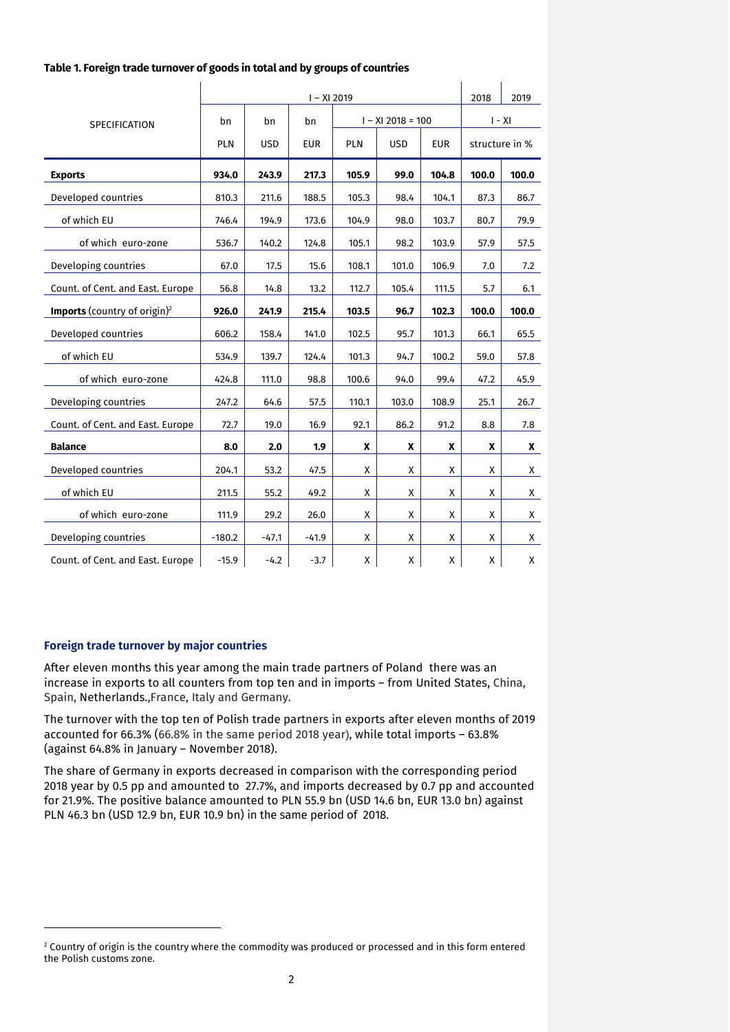**Table 1. Foreign trade turnover of goods in total and by groups of countries**

| SPECIFICATION | I – XI 2019 | | | | | | 2018 | 2019 |
|---|---|---|---|---|---|---|---|---|
| | bn | bn | bn | I – XI 2018 = 100 | | | I - XI | |
| | PLN | USD | EUR | PLN | USD | EUR | structure in % | |
| **Exports** | **934.0** | **243.9** | **217.3** | **105.9** | **99.0** | **104.8** | **100.0** | **100.0** |
| Developed countries | 810.3 | 211.6 | 188.5 | 105.3 | 98.4 | 104.1 | 87.3 | 86.7 |
| of which EU | 746.4 | 194.9 | 173.6 | 104.9 | 98.0 | 103.7 | 80.7 | 79.9 |
| of which euro-zone | 536.7 | 140.2 | 124.8 | 105.1 | 98.2 | 103.9 | 57.9 | 57.5 |
| Developing countries | 67.0 | 17.5 | 15.6 | 108.1 | 101.0 | 106.9 | 7.0 | 7.2 |
| Count. of Cent. and East. Europe | 56.8 | 14.8 | 13.2 | 112.7 | 105.4 | 111.5 | 5.7 | 6.1 |
| **Imports** (country of origin)[2] | **926.0** | **241.9** | **215.4** | **103.5** | **96.7** | **102.3** | **100.0** | **100.0** |
| Developed countries | 606.2 | 158.4 | 141.0 | 102.5 | 95.7 | 101.3 | 66.1 | 65.5 |
| of which EU | 534.9 | 139.7 | 124.4 | 101.3 | 94.7 | 100.2 | 59.0 | 57.8 |
| of which euro-zone | 424.8 | 111.0 | 98.8 | 100.6 | 94.0 | 99.4 | 47.2 | 45.9 |
| Developing countries | 247.2 | 64.6 | 57.5 | 110.1 | 103.0 | 108.9 | 25.1 | 26.7 |
| Count. of Cent. and East. Europe | 72.7 | 19.0 | 16.9 | 92.1 | 86.2 | 91.2 | 8.8 | 7.8 |
| **Balance** | **8.0** | **2.0** | **1.9** | **X** | **X** | **X** | **X** | **X** |
| Developed countries | 204.1 | 53.2 | 47.5 | X | X | X | X | X |
| of which EU | 211.5 | 55.2 | 49.2 | X | X | X | X | X |
| of which euro-zone | 111.9 | 29.2 | 26.0 | X | X | X | X | X |
| Developing countries | -180.2 | -47.1 | -41.9 | X | X | X | X | X |
| Count. of Cent. and East. Europe | -15.9 | -4.2 | -3.7 | X | X | X | X | X |

### Foreign trade turnover by major countries

After eleven months this year among the main trade partners of Poland there was an increase in exports to all counters from top ten and in imports – from United States, China, Spain, Netherlands.,France, Italy and Germany.

The turnover with the top ten of Polish trade partners in exports after eleven months of 2019 accounted for 66.3% (66.8% in the same period 2018 year), while total imports – 63.8% (against 64.8% in January – November 2018).

The share of Germany in exports decreased in comparison with the corresponding period 2018 year by 0.5 pp and amounted to 27.7%, and imports decreased by 0.7 pp and accounted for 21.9%. The positive balance amounted to PLN 55.9 bn (USD 14.6 bn, EUR 13.0 bn) against PLN 46.3 bn (USD 12.9 bn, EUR 10.9 bn) in the same period of 2018.

[2] Country of origin is the country where the commodity was produced or processed and in this form entered the Polish customs zone.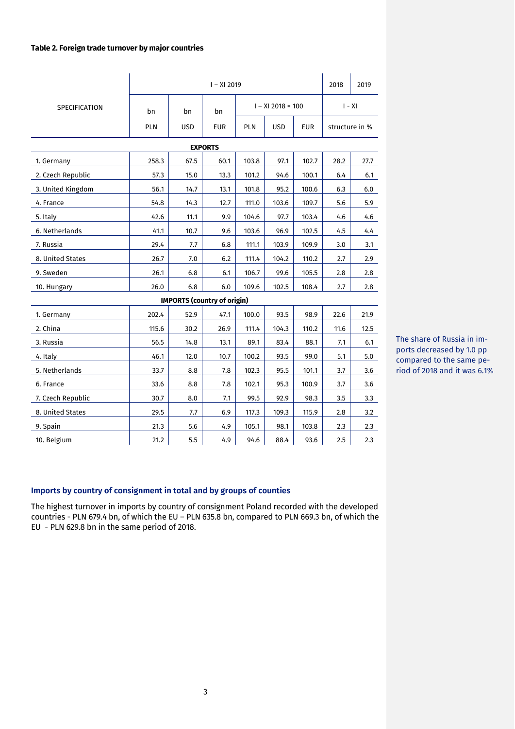**Table 2. Foreign trade turnover by major countries**

| SPECIFICATION | I – XI 2019 | | | | | | 2018 | 2019 |
|---|---|---|---|---|---|---|---|---|
| | bn | bn | bn | I – XI 2018 = 100 | | | I - XI | |
| | PLN | USD | EUR | PLN | USD | EUR | structure in % | |
| **EXPORTS** | | | | | | | | |
| 1. Germany | 258.3 | 67.5 | 60.1 | 103.8 | 97.1 | 102.7 | 28.2 | 27.7 |
| 2. Czech Republic | 57.3 | 15.0 | 13.3 | 101.2 | 94.6 | 100.1 | 6.4 | 6.1 |
| 3. United Kingdom | 56.1 | 14.7 | 13.1 | 101.8 | 95.2 | 100.6 | 6.3 | 6.0 |
| 4. France | 54.8 | 14.3 | 12.7 | 111.0 | 103.6 | 109.7 | 5.6 | 5.9 |
| 5. Italy | 42.6 | 11.1 | 9.9 | 104.6 | 97.7 | 103.4 | 4.6 | 4.6 |
| 6. Netherlands | 41.1 | 10.7 | 9.6 | 103.6 | 96.9 | 102.5 | 4.5 | 4.4 |
| 7. Russia | 29.4 | 7.7 | 6.8 | 111.1 | 103.9 | 109.9 | 3.0 | 3.1 |
| 8. United States | 26.7 | 7.0 | 6.2 | 111.4 | 104.2 | 110.2 | 2.7 | 2.9 |
| 9. Sweden | 26.1 | 6.8 | 6.1 | 106.7 | 99.6 | 105.5 | 2.8 | 2.8 |
| 10. Hungary | 26.0 | 6.8 | 6.0 | 109.6 | 102.5 | 108.4 | 2.7 | 2.8 |
| **IMPORTS (country of origin)** | | | | | | | | |
| 1. Germany | 202.4 | 52.9 | 47.1 | 100.0 | 93.5 | 98.9 | 22.6 | 21.9 |
| 2. China | 115.6 | 30.2 | 26.9 | 111.4 | 104.3 | 110.2 | 11.6 | 12.5 |
| 3. Russia | 56.5 | 14.8 | 13.1 | 89.1 | 83.4 | 88.1 | 7.1 | 6.1 |
| 4. Italy | 46.1 | 12.0 | 10.7 | 100.2 | 93.5 | 99.0 | 5.1 | 5.0 |
| 5. Netherlands | 33.7 | 8.8 | 7.8 | 102.3 | 95.5 | 101.1 | 3.7 | 3.6 |
| 6. France | 33.6 | 8.8 | 7.8 | 102.1 | 95.3 | 100.9 | 3.7 | 3.6 |
| 7. Czech Republic | 30.7 | 8.0 | 7.1 | 99.5 | 92.9 | 98.3 | 3.5 | 3.3 |
| 8. United States | 29.5 | 7.7 | 6.9 | 117.3 | 109.3 | 115.9 | 2.8 | 3.2 |
| 9. Spain | 21.3 | 5.6 | 4.9 | 105.1 | 98.1 | 103.8 | 2.3 | 2.3 |
| 10. Belgium | 21.2 | 5.5 | 4.9 | 94.6 | 88.4 | 93.6 | 2.5 | 2.3 |

The share of Russia in imports decreased by 1.0 pp compared to the same period of 2018 and it was 6.1%

### Imports by country of consignment in total and by groups of counties

The highest turnover in imports by country of consignment Poland recorded with the developed countries - PLN 679.4 bn, of which the EU – PLN 635.8 bn, compared to PLN 669.3 bn, of which the EU - PLN 629.8 bn in the same period of 2018.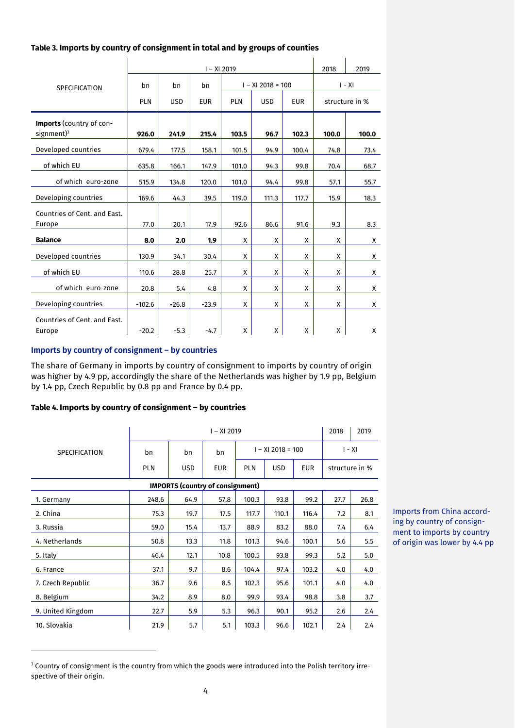**Table 3. Imports by country of consignment in total and by groups of counties**

| SPECIFICATION | I – XI 2019 | | | | | | 2018 | 2019 |
|---|---|---|---|---|---|---|---|---|
| | bn | bn | bn | I – XI 2018 = 100 | | | I - XI | |
| | PLN | USD | EUR | PLN | USD | EUR | structure in % | |
| **Imports** (country of consignment)[3] | **926.0** | **241.9** | **215.4** | **103.5** | **96.7** | **102.3** | **100.0** | **100.0** |
| Developed countries | 679.4 | 177.5 | 158.1 | 101.5 | 94.9 | 100.4 | 74.8 | 73.4 |
| of which EU | 635.8 | 166.1 | 147.9 | 101.0 | 94.3 | 99.8 | 70.4 | 68.7 |
| of which euro-zone | 515.9 | 134.8 | 120.0 | 101.0 | 94.4 | 99.8 | 57.1 | 55.7 |
| Developing countries | 169.6 | 44.3 | 39.5 | 119.0 | 111.3 | 117.7 | 15.9 | 18.3 |
| Countries of Cent. and East. Europe | 77.0 | 20.1 | 17.9 | 92.6 | 86.6 | 91.6 | 9.3 | 8.3 |
| **Balance** | **8.0** | **2.0** | **1.9** | X | X | X | X | X |
| Developed countries | 130.9 | 34.1 | 30.4 | X | X | X | X | X |
| of which EU | 110.6 | 28.8 | 25.7 | X | X | X | X | X |
| of which euro-zone | 20.8 | 5.4 | 4.8 | X | X | X | X | X |
| Developing countries | -102.6 | -26.8 | -23.9 | X | X | X | X | X |
| Countries of Cent. and East. Europe | -20.2 | -5.3 | -4.7 | X | X | X | X | X |

### Imports by country of consignment – by countries

The share of Germany in imports by country of consignment to imports by country of origin was higher by 4.9 pp, accordingly the share of the Netherlands was higher by 1.9 pp, Belgium by 1.4 pp, Czech Republic by 0.8 pp and France by 0.4 pp.

**Table 4. Imports by country of consignment – by countries**

| SPECIFICATION | I – XI 2019 | | | | | | 2018 | 2019 |
|---|---|---|---|---|---|---|---|---|
| | bn | bn | bn | I – XI 2018 = 100 | | | I - XI | |
| | PLN | USD | EUR | PLN | USD | EUR | structure in % | |
| **IMPORTS (country of consignment)** | | | | | | | | |
| 1. Germany | 248.6 | 64.9 | 57.8 | 100.3 | 93.8 | 99.2 | 27.7 | 26.8 |
| 2. China | 75.3 | 19.7 | 17.5 | 117.7 | 110.1 | 116.4 | 7.2 | 8.1 |
| 3. Russia | 59.0 | 15.4 | 13.7 | 88.9 | 83.2 | 88.0 | 7.4 | 6.4 |
| 4. Netherlands | 50.8 | 13.3 | 11.8 | 101.3 | 94.6 | 100.1 | 5.6 | 5.5 |
| 5. Italy | 46.4 | 12.1 | 10.8 | 100.5 | 93.8 | 99.3 | 5.2 | 5.0 |
| 6. France | 37.1 | 9.7 | 8.6 | 104.4 | 97.4 | 103.2 | 4.0 | 4.0 |
| 7. Czech Republic | 36.7 | 9.6 | 8.5 | 102.3 | 95.6 | 101.1 | 4.0 | 4.0 |
| 8. Belgium | 34.2 | 8.9 | 8.0 | 99.9 | 93.4 | 98.8 | 3.8 | 3.7 |
| 9. United Kingdom | 22.7 | 5.9 | 5.3 | 96.3 | 90.1 | 95.2 | 2.6 | 2.4 |
| 10. Slovakia | 21.9 | 5.7 | 5.1 | 103.3 | 96.6 | 102.1 | 2.4 | 2.4 |

Imports from China according by country of consignment to imports by country of origin was lower by 4.4 pp

[3] Country of consignment is the country from which the goods were introduced into the Polish territory irrespective of their origin.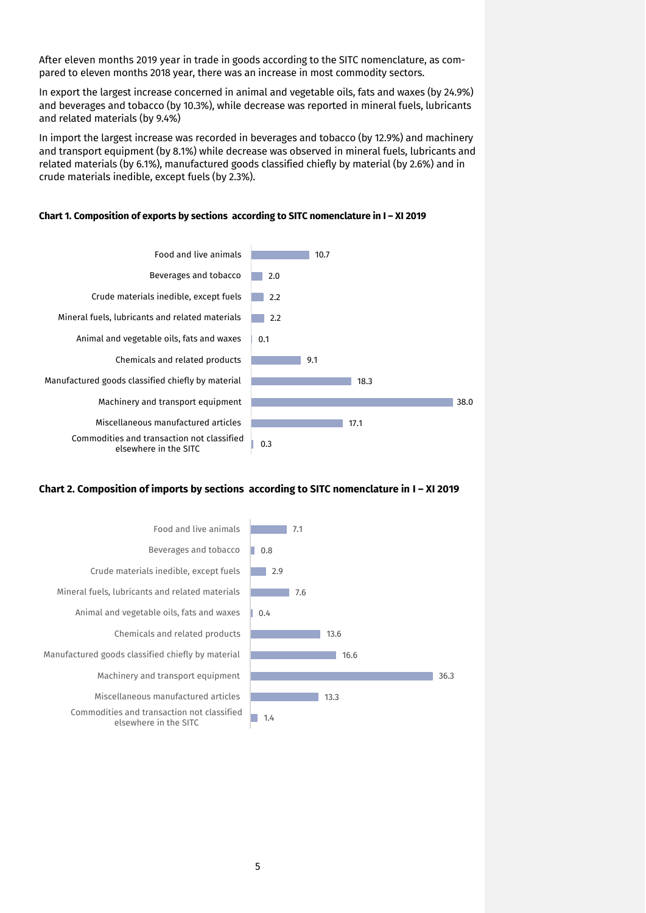After eleven months 2019 year in trade in goods according to the SITC nomenclature, as compared to eleven months 2018 year, there was an increase in most commodity sectors.

In export the largest increase concerned in animal and vegetable oils, fats and waxes (by 24.9%) and beverages and tobacco (by 10.3%), while decrease was reported in mineral fuels, lubricants and related materials (by 9.4%)

In import the largest increase was recorded in beverages and tobacco (by 12.9%) and machinery and transport equipment (by 8.1%) while decrease was observed in mineral fuels, lubricants and related materials (by 6.1%), manufactured goods classified chiefly by material (by 2.6%) and in crude materials inedible, except fuels (by 2.3%).

**Chart 1. Composition of exports by sections according to SITC nomenclature in I – XI 2019**

| Section | Value |
| --- | --- |
| Food and live animals | 10.7 |
| Beverages and tobacco | 2.0 |
| Crude materials inedible, except fuels | 2.2 |
| Mineral fuels, lubricants and related materials | 2.2 |
| Animal and vegetable oils, fats and waxes | 0.1 |
| Chemicals and related products | 9.1 |
| Manufactured goods classified chiefly by material | 18.3 |
| Machinery and transport equipment | 38.0 |
| Miscellaneous manufactured articles | 17.1 |
| Commodities and transaction not classified elsewhere in the SITC | 0.3 |

**Chart 2. Composition of imports by sections according to SITC nomenclature in I – XI 2019**

| Section | Value |
| --- | --- |
| Food and live animals | 7.1 |
| Beverages and tobacco | 0.8 |
| Crude materials inedible, except fuels | 2.9 |
| Mineral fuels, lubricants and related materials | 7.6 |
| Animal and vegetable oils, fats and waxes | 0.4 |
| Chemicals and related products | 13.6 |
| Manufactured goods classified chiefly by material | 16.6 |
| Machinery and transport equipment | 36.3 |
| Miscellaneous manufactured articles | 13.3 |
| Commodities and transaction not classified elsewhere in the SITC | 1.4 |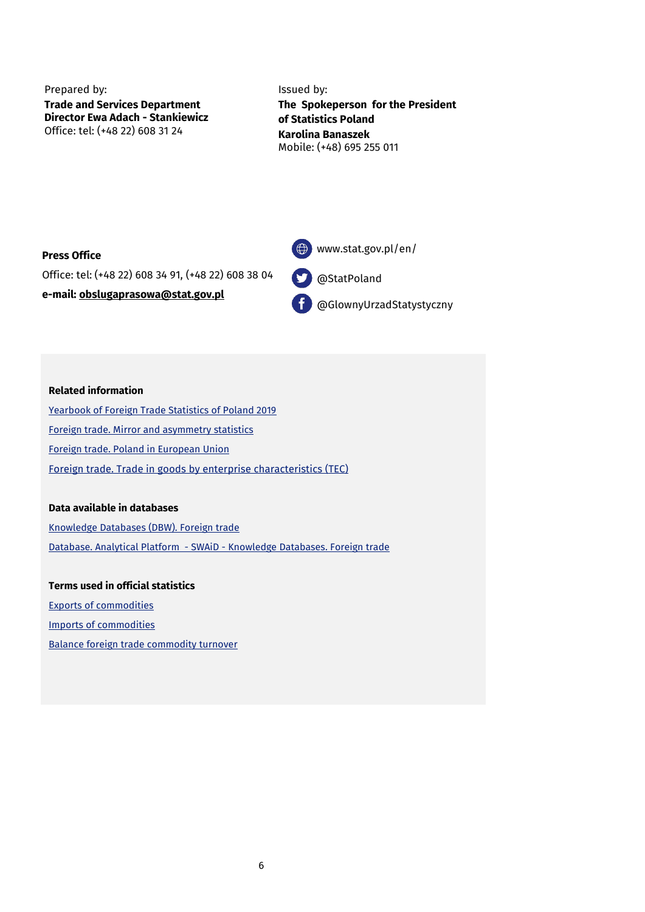Prepared by:
**Trade and Services Department**
**Director Ewa Adach - Stankiewicz**
Office: tel: (+48 22) 608 31 24

Issued by:
**The Spokeperson for the President of Statistics Poland**
**Karolina Banaszek**
Mobile: (+48) 695 255 011

**Press Office**
Office: tel: (+48 22) 608 34 91, (+48 22) 608 38 04
**e-mail: obslugaprasowa@stat.gov.pl**

www.stat.gov.pl/en/
@StatPoland
@GlownyUrzadStatystyczny

**Related information**

Yearbook of Foreign Trade Statistics of Poland 2019
Foreign trade. Mirror and asymmetry statistics
Foreign trade. Poland in European Union
Foreign trade. Trade in goods by enterprise characteristics (TEC)

**Data available in databases**

Knowledge Databases (DBW). Foreign trade
Database. Analytical Platform - SWAiD - Knowledge Databases. Foreign trade

**Terms used in official statistics**

Exports of commodities
Imports of commodities
Balance foreign trade commodity turnover